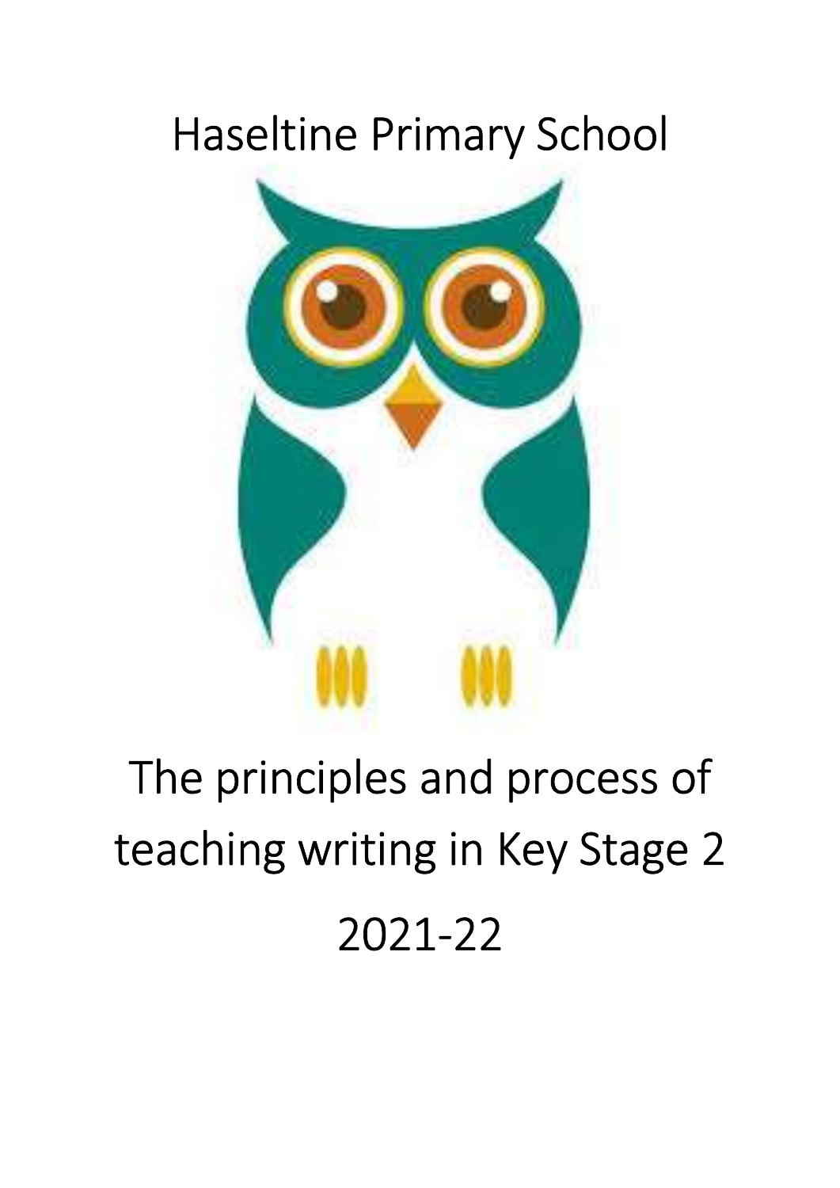# Haseltine Primary School

# The principles and process of teaching writing in Key Stage 2

# 2021-22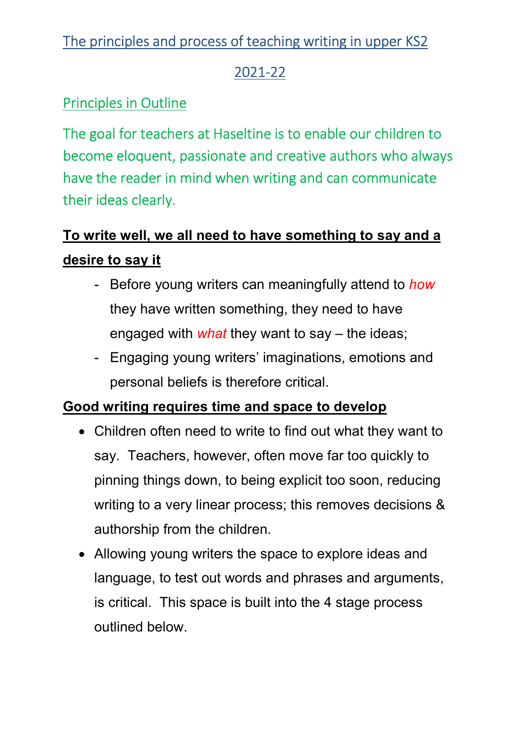# The principles and process of teaching writing in upper KS2

## 2021-22

## Principles in Outline

The goal for teachers at Haseltine is to enable our children to become eloquent, passionate and creative authors who always have the reader in mind when writing and can communicate their ideas clearly.

**To write well, we all need to have something to say and a desire to say it**

- Before young writers can meaningfully attend to *how* they have written something, they need to have engaged with *what* they want to say – the ideas;
- Engaging young writers' imaginations, emotions and personal beliefs is therefore critical.

**Good writing requires time and space to develop**

- Children often need to write to find out what they want to say. Teachers, however, often move far too quickly to pinning things down, to being explicit too soon, reducing writing to a very linear process; this removes decisions & authorship from the children.
- Allowing young writers the space to explore ideas and language, to test out words and phrases and arguments, is critical. This space is built into the 4 stage process outlined below.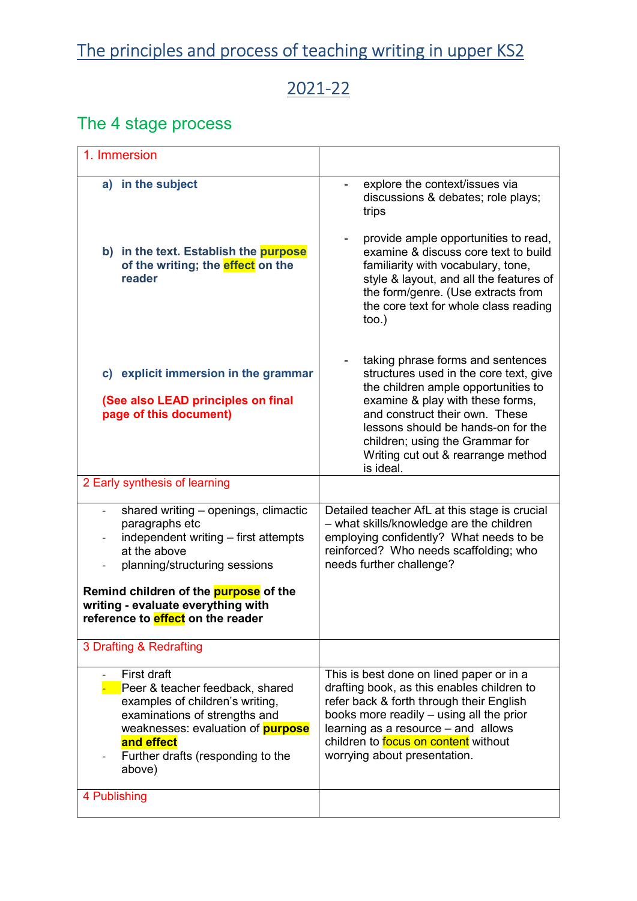# The principles and process of teaching writing in upper KS2

## 2021-22

## The 4 stage process

| 1. Immersion | |
|---|---|
| a) **in the subject**<br><br>b) **in the text. Establish the purpose of the writing; the effect on the reader**<br><br>c) **explicit immersion in the grammar**<br><br>**(See also LEAD principles on final page of this document)** | - explore the context/issues via discussions & debates; role plays; trips<br><br>- provide ample opportunities to read, examine & discuss core text to build familiarity with vocabulary, tone, style & layout, and all the features of the form/genre. (Use extracts from the core text for whole class reading too.)<br><br>- taking phrase forms and sentences structures used in the core text, give the children ample opportunities to examine & play with these forms, and construct their own. These lessons should be hands-on for the children; using the Grammar for Writing cut out & rearrange method is ideal. |
| 2 Early synthesis of learning | |
| - shared writing – openings, climactic paragraphs etc<br>- independent writing – first attempts at the above<br>- planning/structuring sessions<br><br>**Remind children of the purpose of the writing - evaluate everything with reference to effect on the reader** | Detailed teacher AfL at this stage is crucial – what skills/knowledge are the children employing confidently? What needs to be reinforced? Who needs scaffolding; who needs further challenge? |
| 3 Drafting & Redrafting | |
| - First draft<br>- Peer & teacher feedback, shared examples of children's writing, examinations of strengths and weaknesses: evaluation of **purpose and effect**<br>- Further drafts (responding to the above) | This is best done on lined paper or in a drafting book, as this enables children to refer back & forth through their English books more readily – using all the prior learning as a resource – and allows children to focus on content without worrying about presentation. |
| 4 Publishing | |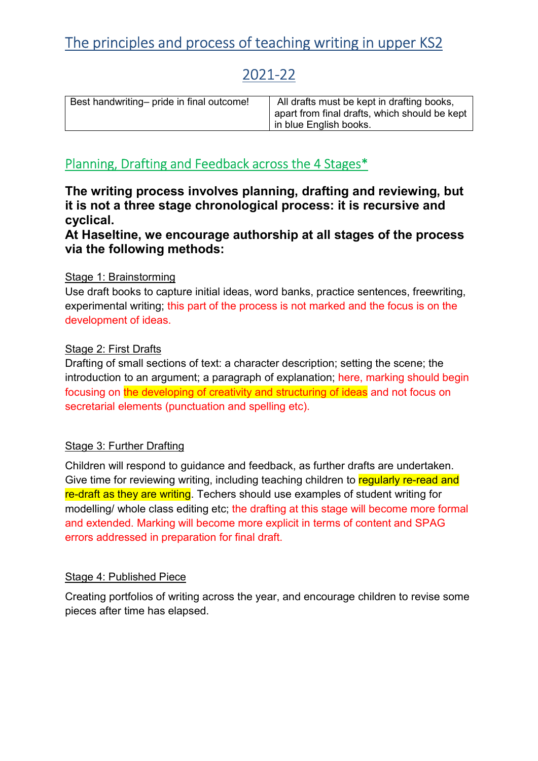# The principles and process of teaching writing in upper KS2

# 2021-22

| Best handwriting– pride in final outcome! | All drafts must be kept in drafting books, apart from final drafts, which should be kept in blue English books. |
|---|---|

## Planning, Drafting and Feedback across the 4 Stages*

**The writing process involves planning, drafting and reviewing, but it is not a three stage chronological process: it is recursive and cyclical.**
**At Haseltine, we encourage authorship at all stages of the process via the following methods:**

Stage 1: Brainstorming

Use draft books to capture initial ideas, word banks, practice sentences, freewriting, experimental writing; this part of the process is not marked and the focus is on the development of ideas.

Stage 2: First Drafts

Drafting of small sections of text: a character description; setting the scene; the introduction to an argument; a paragraph of explanation; here, marking should begin focusing on the developing of creativity and structuring of ideas and not focus on secretarial elements (punctuation and spelling etc).

Stage 3: Further Drafting

Children will respond to guidance and feedback, as further drafts are undertaken. Give time for reviewing writing, including teaching children to regularly re-read and re-draft as they are writing. Techers should use examples of student writing for modelling/ whole class editing etc; the drafting at this stage will become more formal and extended. Marking will become more explicit in terms of content and SPAG errors addressed in preparation for final draft.

Stage 4: Published Piece

Creating portfolios of writing across the year, and encourage children to revise some pieces after time has elapsed.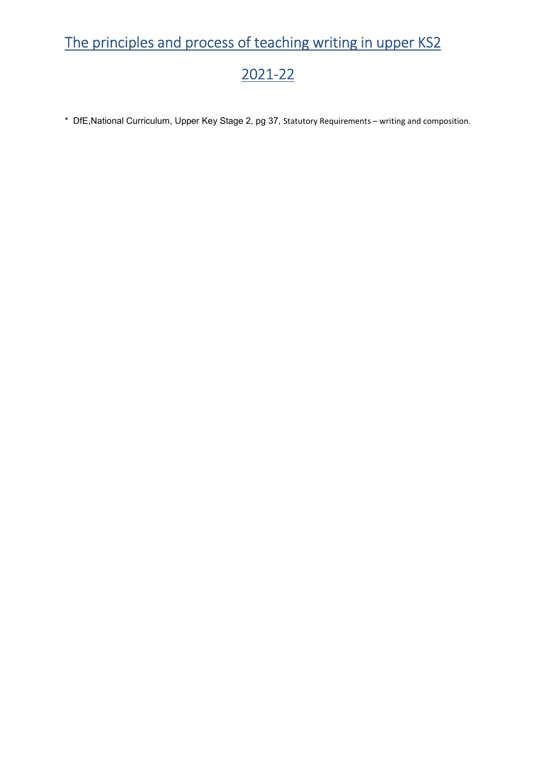# The principles and process of teaching writing in upper KS2

# 2021-22

* DfE,National Curriculum, Upper Key Stage 2, pg 37, Statutory Requirements – writing and composition.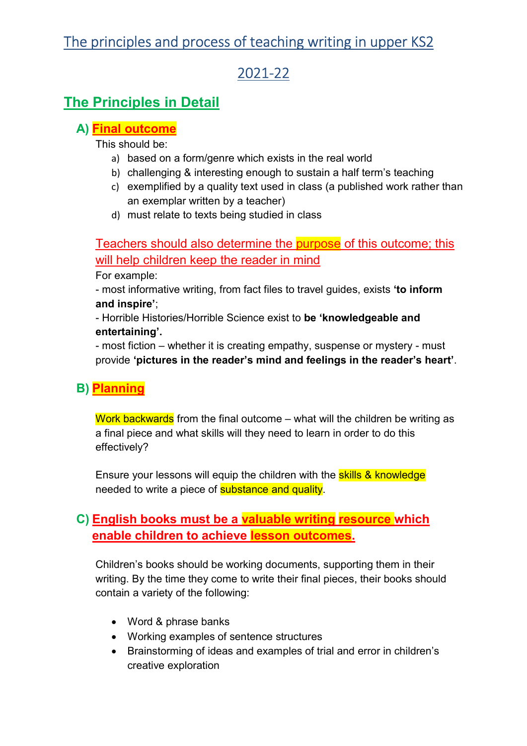# The principles and process of teaching writing in upper KS2

# 2021-22

## The Principles in Detail

### A) Final outcome

This should be:

a) based on a form/genre which exists in the real world
b) challenging & interesting enough to sustain a half term's teaching
c) exemplified by a quality text used in class (a published work rather than an exemplar written by a teacher)
d) must relate to texts being studied in class

Teachers should also determine the purpose of this outcome; this will help children keep the reader in mind

For example:
- most informative writing, from fact files to travel guides, exists **'to inform and inspire'**;
- Horrible Histories/Horrible Science exist to **be 'knowledgeable and entertaining'.**
- most fiction – whether it is creating empathy, suspense or mystery - must provide **'pictures in the reader's mind and feelings in the reader's heart'**.

### B) Planning

Work backwards from the final outcome – what will the children be writing as a final piece and what skills will they need to learn in order to do this effectively?

Ensure your lessons will equip the children with the skills & knowledge needed to write a piece of substance and quality.

### C) English books must be a valuable writing resource which enable children to achieve lesson outcomes.

Children's books should be working documents, supporting them in their writing. By the time they come to write their final pieces, their books should contain a variety of the following:

- Word & phrase banks
- Working examples of sentence structures
- Brainstorming of ideas and examples of trial and error in children's creative exploration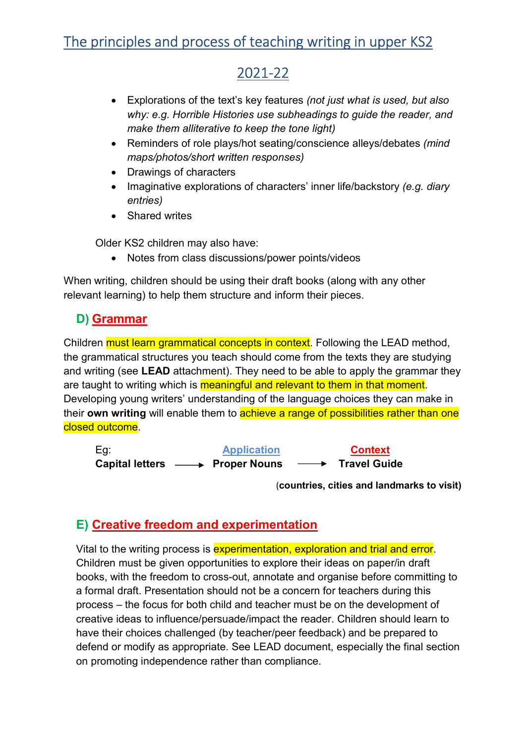# The principles and process of teaching writing in upper KS2

# 2021-22

- Explorations of the text's key features *(not just what is used, but also why: e.g. Horrible Histories use subheadings to guide the reader, and make them alliterative to keep the tone light)*
- Reminders of role plays/hot seating/conscience alleys/debates *(mind maps/photos/short written responses)*
- Drawings of characters
- Imaginative explorations of characters' inner life/backstory *(e.g. diary entries)*
- Shared writes

Older KS2 children may also have:

- Notes from class discussions/power points/videos

When writing, children should be using their draft books (along with any other relevant learning) to help them structure and inform their pieces.

## D) Grammar

Children must learn grammatical concepts in context. Following the LEAD method, the grammatical structures you teach should come from the texts they are studying and writing (see **LEAD** attachment). They need to be able to apply the grammar they are taught to writing which is meaningful and relevant to them in that moment. Developing young writers' understanding of the language choices they can make in their **own writing** will enable them to achieve a range of possibilities rather than one closed outcome.

| Eg: | Application | Context |
| --- | --- | --- |
| **Capital letters** → | **Proper Nouns** → | **Travel Guide** |
| | | (**countries, cities and landmarks to visit**) |

## E) Creative freedom and experimentation

Vital to the writing process is experimentation, exploration and trial and error. Children must be given opportunities to explore their ideas on paper/in draft books, with the freedom to cross-out, annotate and organise before committing to a formal draft. Presentation should not be a concern for teachers during this process – the focus for both child and teacher must be on the development of creative ideas to influence/persuade/impact the reader. Children should learn to have their choices challenged (by teacher/peer feedback) and be prepared to defend or modify as appropriate. See LEAD document, especially the final section on promoting independence rather than compliance.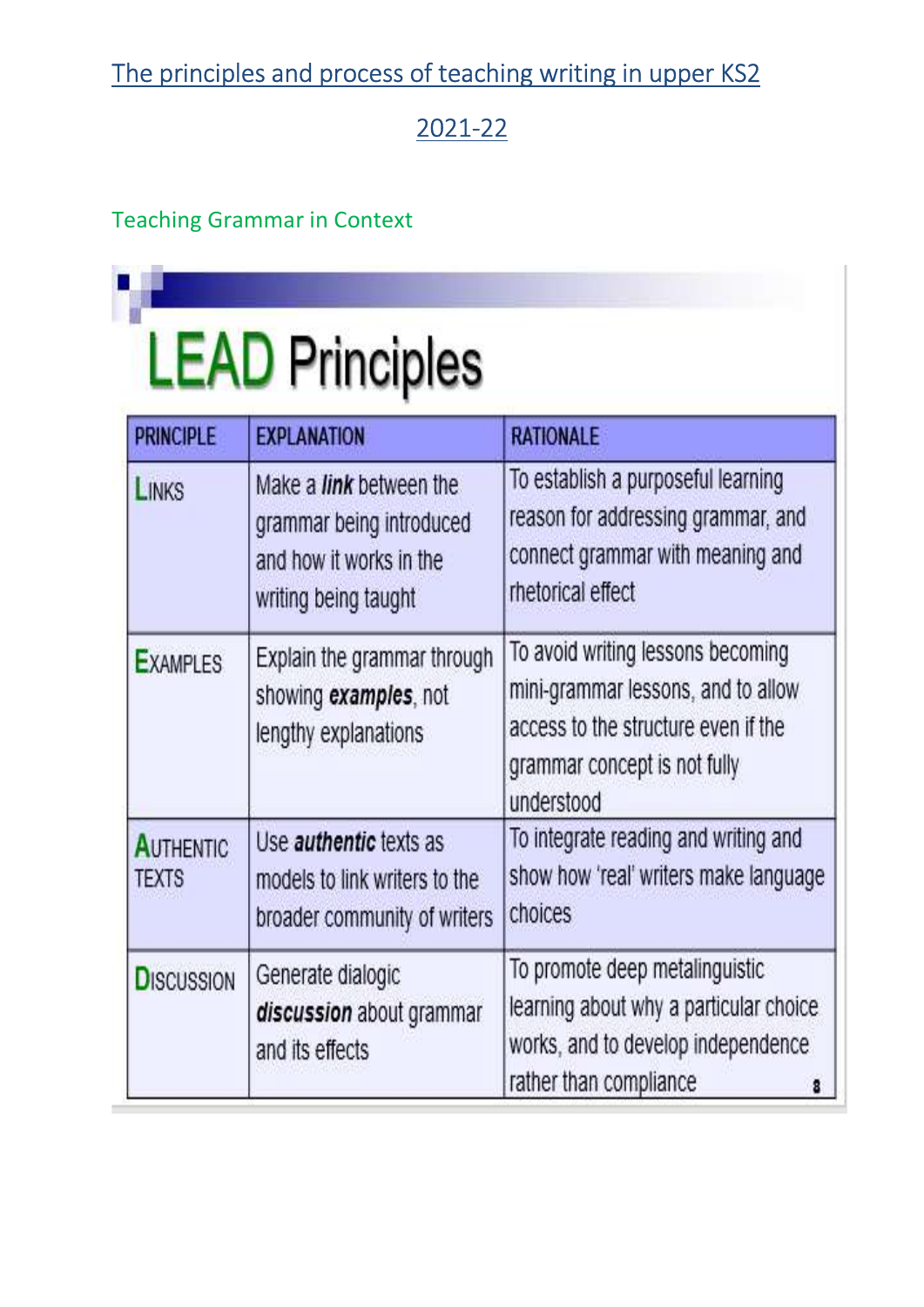The principles and process of teaching writing in upper KS2

2021-22

## Teaching Grammar in Context

# LEAD Principles

| PRINCIPLE | EXPLANATION | RATIONALE |
|---|---|---|
| LINKS | Make a ***link*** between the grammar being introduced and how it works in the writing being taught | To establish a purposeful learning reason for addressing grammar, and connect grammar with meaning and rhetorical effect |
| EXAMPLES | Explain the grammar through showing ***examples***, not lengthy explanations | To avoid writing lessons becoming mini-grammar lessons, and to allow access to the structure even if the grammar concept is not fully understood |
| AUTHENTIC TEXTS | Use ***authentic*** texts as models to link writers to the broader community of writers | To integrate reading and writing and show how 'real' writers make language choices |
| DISCUSSION | Generate dialogic ***discussion*** about grammar and its effects | To promote deep metalinguistic learning about why a particular choice works, and to develop independence rather than compliance |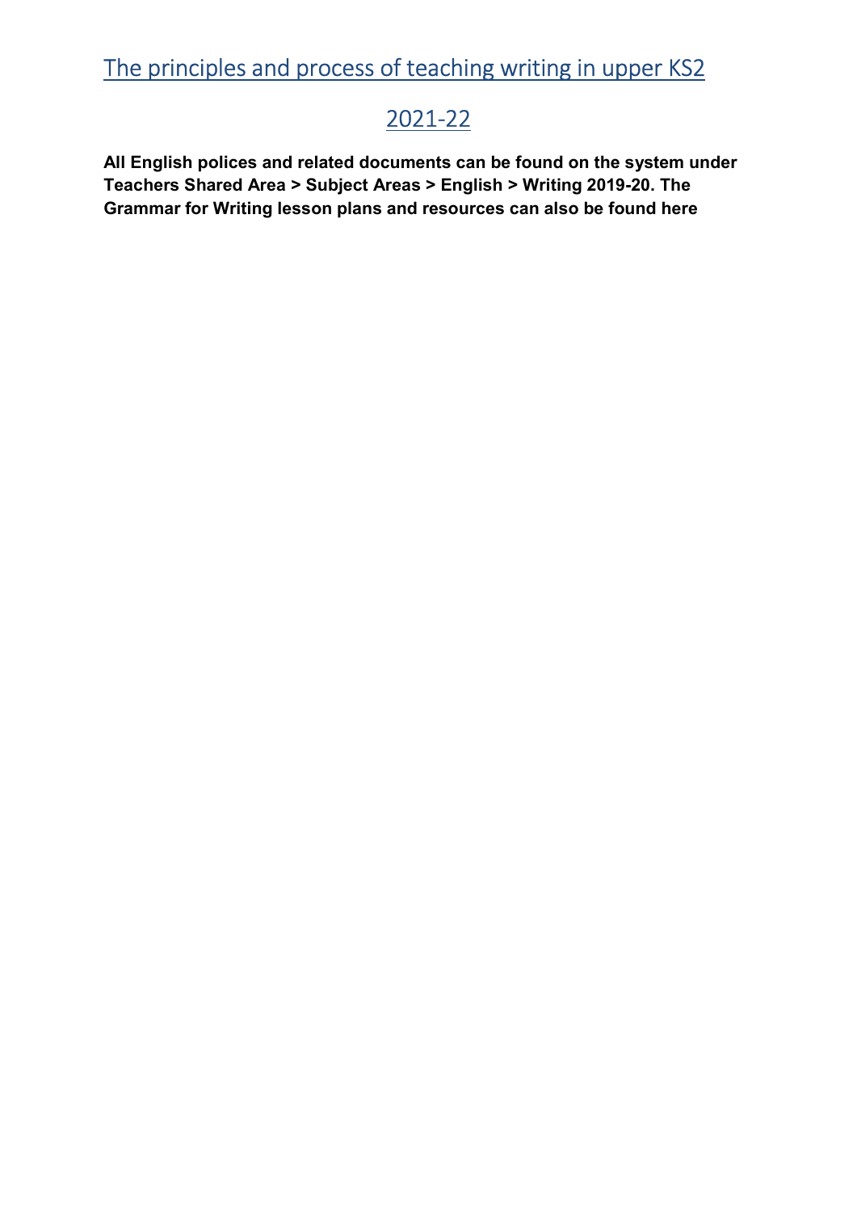# The principles and process of teaching writing in upper KS2

# 2021-22

**All English polices and related documents can be found on the system under Teachers Shared Area > Subject Areas > English > Writing 2019-20. The Grammar for Writing lesson plans and resources can also be found here**